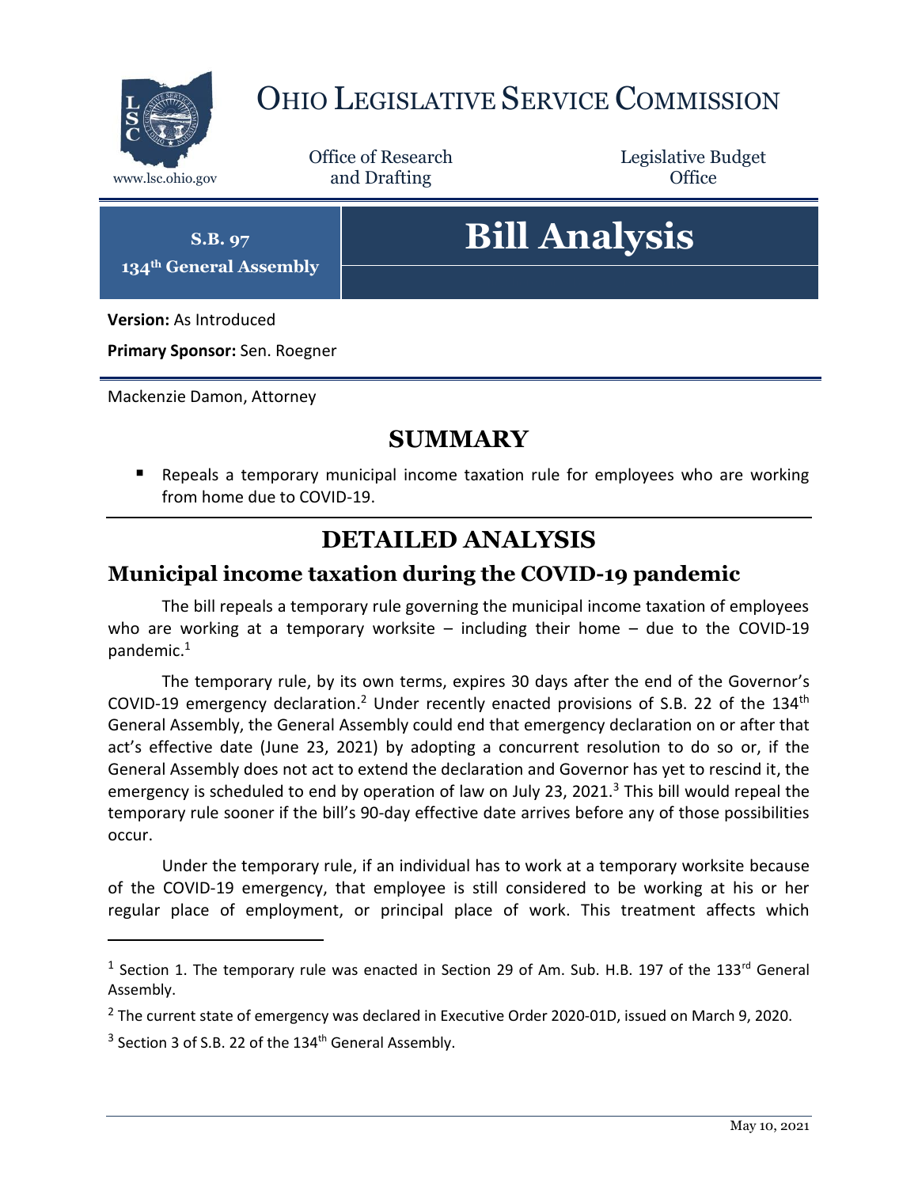# Ohio Legislative Service Commission

www.lsc.ohio.gov

Office of Research and Drafting

Legislative Budget Office

**S.B. 97**
**134th General Assembly**

# Bill Analysis

**Version:** As Introduced

**Primary Sponsor:** Sen. Roegner

Mackenzie Damon, Attorney

## SUMMARY

- Repeals a temporary municipal income taxation rule for employees who are working from home due to COVID-19.

## DETAILED ANALYSIS

### Municipal income taxation during the COVID-19 pandemic

The bill repeals a temporary rule governing the municipal income taxation of employees who are working at a temporary worksite – including their home – due to the COVID-19 pandemic.[1]

The temporary rule, by its own terms, expires 30 days after the end of the Governor's COVID-19 emergency declaration.[2] Under recently enacted provisions of S.B. 22 of the 134th General Assembly, the General Assembly could end that emergency declaration on or after that act's effective date (June 23, 2021) by adopting a concurrent resolution to do so or, if the General Assembly does not act to extend the declaration and Governor has yet to rescind it, the emergency is scheduled to end by operation of law on July 23, 2021.[3] This bill would repeal the temporary rule sooner if the bill's 90-day effective date arrives before any of those possibilities occur.

Under the temporary rule, if an individual has to work at a temporary worksite because of the COVID-19 emergency, that employee is still considered to be working at his or her regular place of employment, or principal place of work. This treatment affects which

---

[1] Section 1. The temporary rule was enacted in Section 29 of Am. Sub. H.B. 197 of the 133rd General Assembly.

[2] The current state of emergency was declared in Executive Order 2020-01D, issued on March 9, 2020.

[3] Section 3 of S.B. 22 of the 134th General Assembly.

May 10, 2021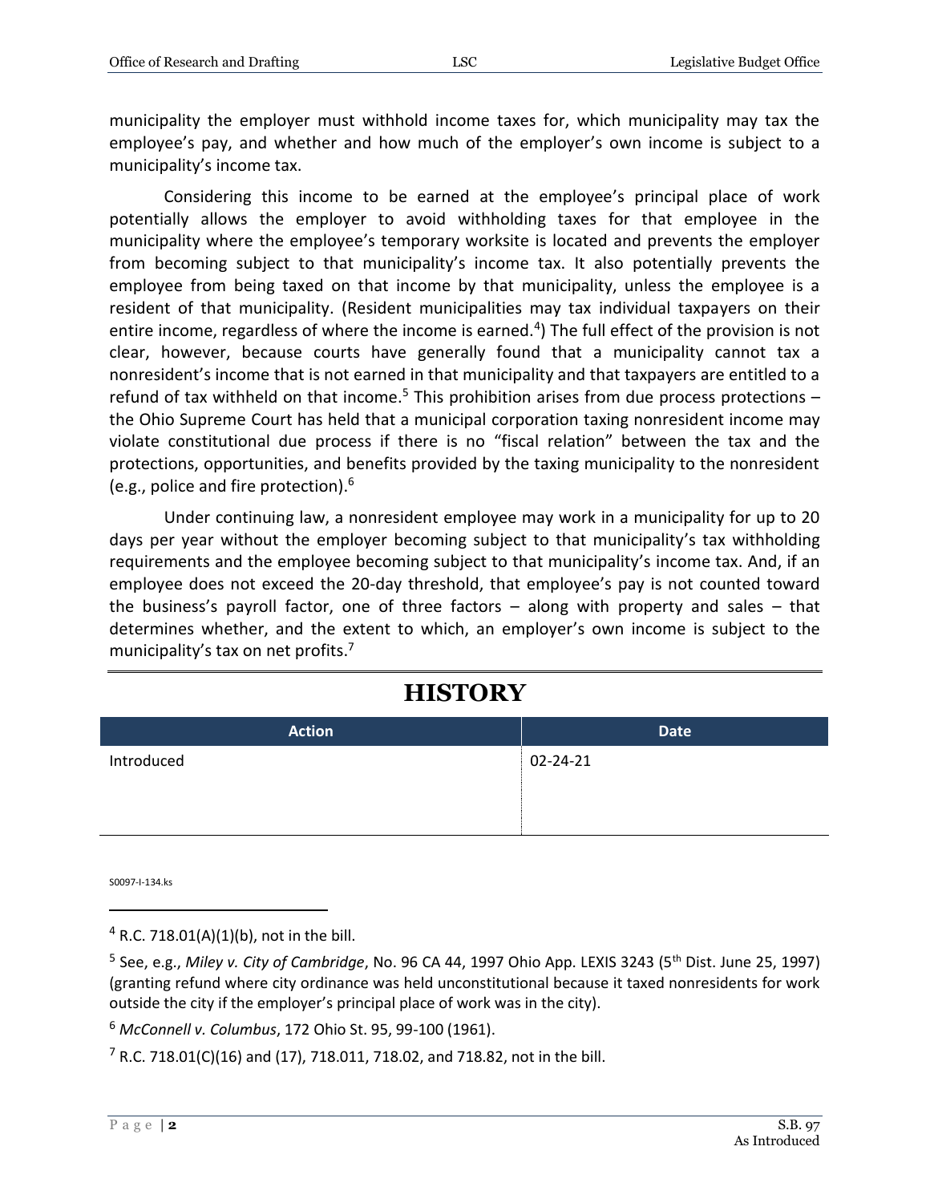municipality the employer must withhold income taxes for, which municipality may tax the employee's pay, and whether and how much of the employer's own income is subject to a municipality's income tax.

Considering this income to be earned at the employee's principal place of work potentially allows the employer to avoid withholding taxes for that employee in the municipality where the employee's temporary worksite is located and prevents the employer from becoming subject to that municipality's income tax. It also potentially prevents the employee from being taxed on that income by that municipality, unless the employee is a resident of that municipality. (Resident municipalities may tax individual taxpayers on their entire income, regardless of where the income is earned.[4]) The full effect of the provision is not clear, however, because courts have generally found that a municipality cannot tax a nonresident's income that is not earned in that municipality and that taxpayers are entitled to a refund of tax withheld on that income.[5] This prohibition arises from due process protections – the Ohio Supreme Court has held that a municipal corporation taxing nonresident income may violate constitutional due process if there is no "fiscal relation" between the tax and the protections, opportunities, and benefits provided by the taxing municipality to the nonresident (e.g., police and fire protection).[6]

Under continuing law, a nonresident employee may work in a municipality for up to 20 days per year without the employer becoming subject to that municipality's tax withholding requirements and the employee becoming subject to that municipality's income tax. And, if an employee does not exceed the 20-day threshold, that employee's pay is not counted toward the business's payroll factor, one of three factors – along with property and sales – that determines whether, and the extent to which, an employer's own income is subject to the municipality's tax on net profits.[7]

# HISTORY

| Action | Date |
| --- | --- |
| Introduced | 02-24-21 |

S0097-I-134.ks

[4] R.C. 718.01(A)(1)(b), not in the bill.

[5] See, e.g., *Miley v. City of Cambridge*, No. 96 CA 44, 1997 Ohio App. LEXIS 3243 (5th Dist. June 25, 1997) (granting refund where city ordinance was held unconstitutional because it taxed nonresidents for work outside the city if the employer's principal place of work was in the city).

[6] *McConnell v. Columbus*, 172 Ohio St. 95, 99-100 (1961).

[7] R.C. 718.01(C)(16) and (17), 718.011, 718.02, and 718.82, not in the bill.